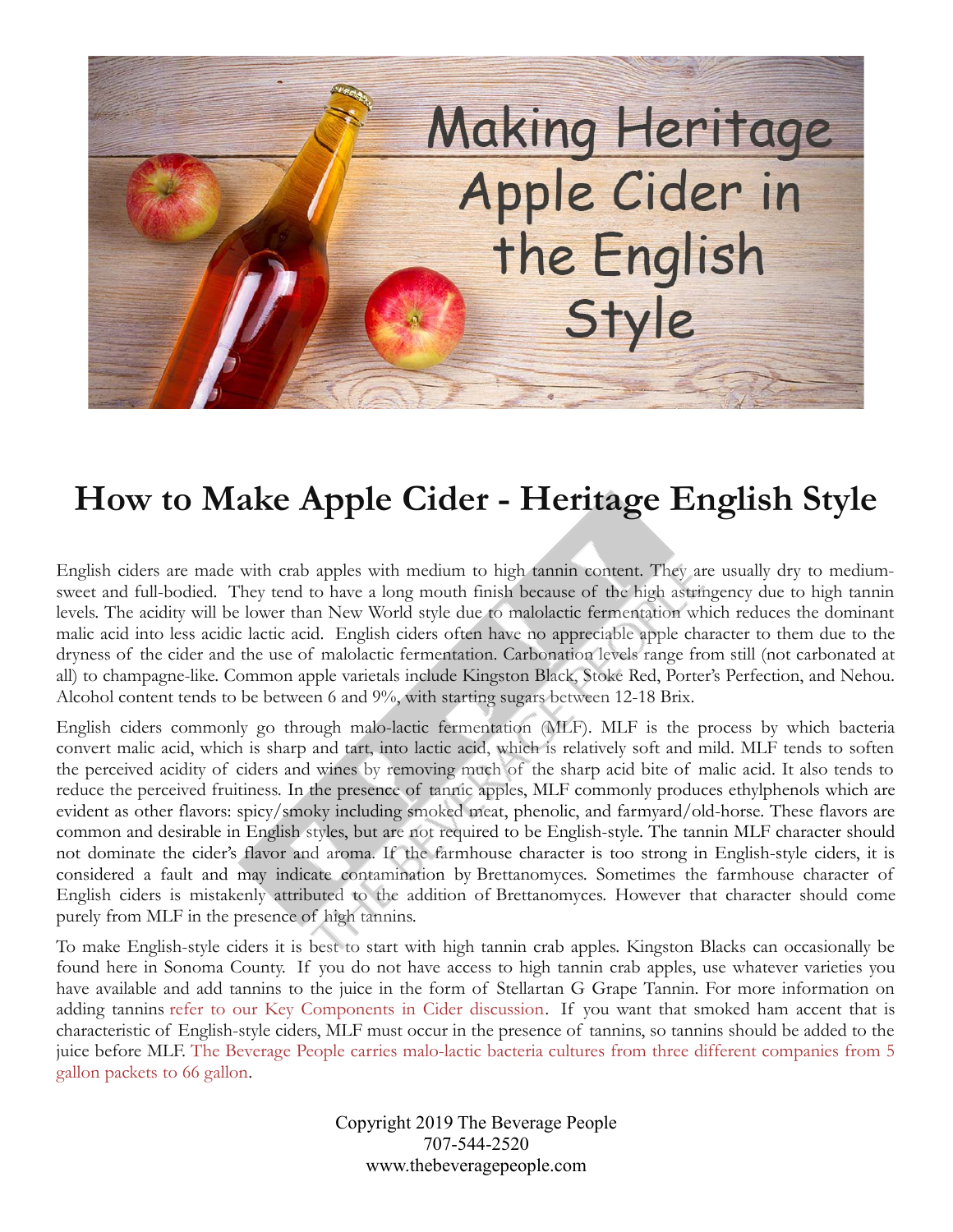# How to Make Apple Cider - Heritage English Style

English ciders are made with crab apples with medium to high tannin content. They are usually dry to medium-sweet and full-bodied. They tend to have a long mouth finish because of the high astringency due to high tannin levels. The acidity will be lower than New World style due to malolactic fermentation which reduces the dominant malic acid into less acidic lactic acid. English ciders often have no appreciable apple character to them due to the dryness of the cider and the use of malolactic fermentation. Carbonation levels range from still (not carbonated at all) to champagne-like. Common apple varietals include Kingston Black, Stoke Red, Porter's Perfection, and Nehou. Alcohol content tends to be between 6 and 9%, with starting sugars between 12-18 Brix.

English ciders commonly go through malo-lactic fermentation (MLF). MLF is the process by which bacteria convert malic acid, which is sharp and tart, into lactic acid, which is relatively soft and mild. MLF tends to soften the perceived acidity of ciders and wines by removing much of the sharp acid bite of malic acid. It also tends to reduce the perceived fruitiness. In the presence of tannic apples, MLF commonly produces ethylphenols which are evident as other flavors: spicy/smoky including smoked meat, phenolic, and farmyard/old-horse. These flavors are common and desirable in English styles, but are not required to be English-style. The tannin MLF character should not dominate the cider's flavor and aroma. If the farmhouse character is too strong in English-style ciders, it is considered a fault and may indicate contamination by Brettanomyces. Sometimes the farmhouse character of English ciders is mistakenly attributed to the addition of Brettanomyces. However that character should come purely from MLF in the presence of high tannins.

To make English-style ciders it is best to start with high tannin crab apples. Kingston Blacks can occasionally be found here in Sonoma County. If you do not have access to high tannin crab apples, use whatever varieties you have available and add tannins to the juice in the form of Stellartan G Grape Tannin. For more information on adding tannins refer to our Key Components in Cider discussion. If you want that smoked ham accent that is characteristic of English-style ciders, MLF must occur in the presence of tannins, so tannins should be added to the juice before MLF. The Beverage People carries malo-lactic bacteria cultures from three different companies from 5 gallon packets to 66 gallon.

Copyright 2019 The Beverage People
707-544-2520
www.thebeveragepeople.com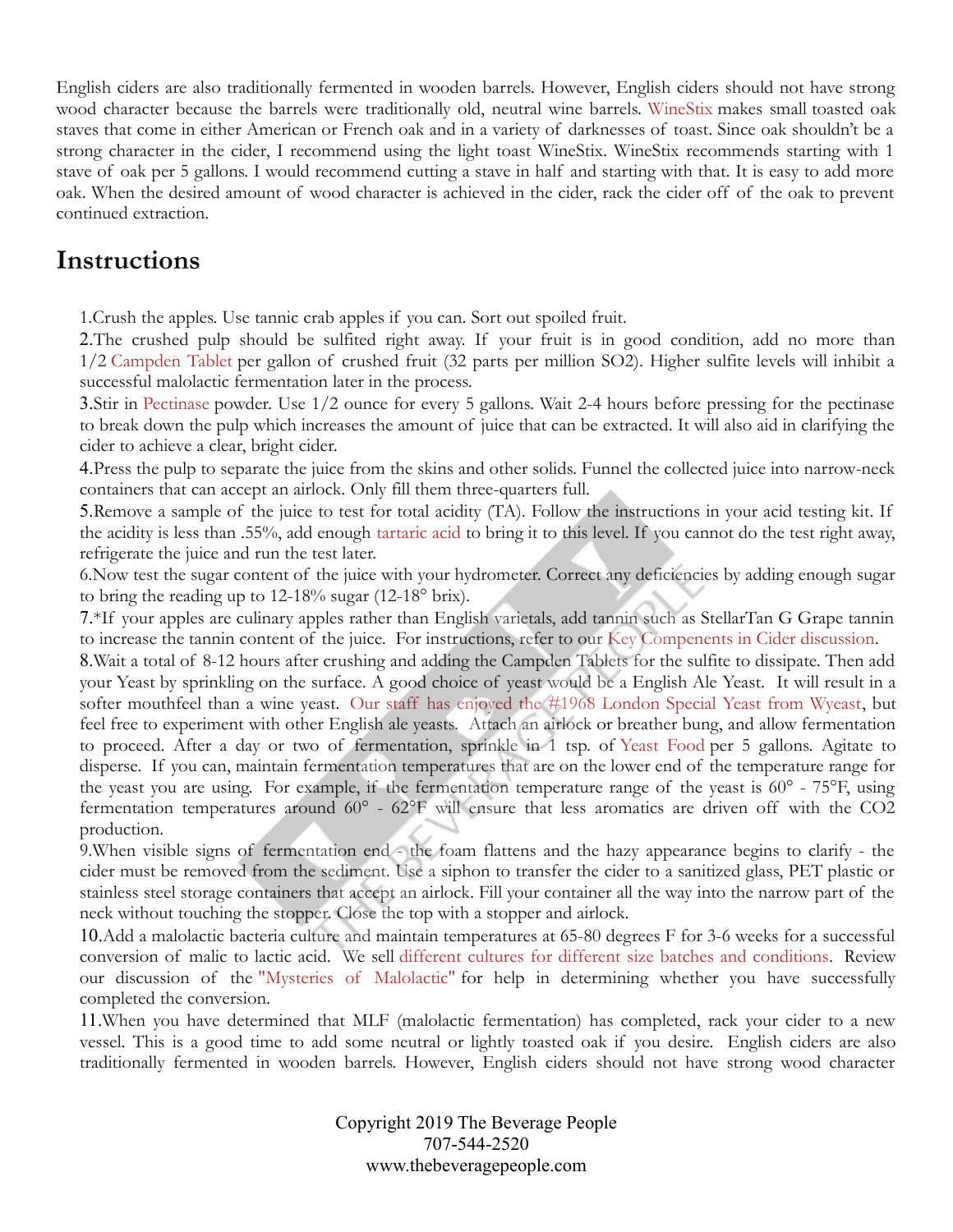English ciders are also traditionally fermented in wooden barrels. However, English ciders should not have strong wood character because the barrels were traditionally old, neutral wine barrels. WineStix makes small toasted oak staves that come in either American or French oak and in a variety of darknesses of toast. Since oak shouldn't be a strong character in the cider, I recommend using the light toast WineStix. WineStix recommends starting with 1 stave of oak per 5 gallons. I would recommend cutting a stave in half and starting with that. It is easy to add more oak. When the desired amount of wood character is achieved in the cider, rack the cider off of the oak to prevent continued extraction.

## Instructions

1. Crush the apples. Use tannic crab apples if you can. Sort out spoiled fruit.
2. The crushed pulp should be sulfited right away. If your fruit is in good condition, add no more than 1/2 Campden Tablet per gallon of crushed fruit (32 parts per million $SO_2$). Higher sulfite levels will inhibit a successful malolactic fermentation later in the process.
3. Stir in Pectinase powder. Use 1/2 ounce for every 5 gallons. Wait 2-4 hours before pressing for the pectinase to break down the pulp which increases the amount of juice that can be extracted. It will also aid in clarifying the cider to achieve a clear, bright cider.
4. Press the pulp to separate the juice from the skins and other solids. Funnel the collected juice into narrow-neck containers that can accept an airlock. Only fill them three-quarters full.
5. Remove a sample of the juice to test for total acidity (TA). Follow the instructions in your acid testing kit. If the acidity is less than .55%, add enough tartaric acid to bring it to this level. If you cannot do the test right away, refrigerate the juice and run the test later.
6. Now test the sugar content of the juice with your hydrometer. Correct any deficiencies by adding enough sugar to bring the reading up to 12-18% sugar (12-18° brix).
7. *If your apples are culinary apples rather than English varietals, add tannin such as StellarTan G Grape tannin to increase the tannin content of the juice. For instructions, refer to our Key Compenents in Cider discussion.
8. Wait a total of 8-12 hours after crushing and adding the Campden Tablets for the sulfite to dissipate. Then add your Yeast by sprinkling on the surface. A good choice of yeast would be a English Ale Yeast. It will result in a softer mouthfeel than a wine yeast. Our staff has enjoyed the #1968 London Special Yeast from Wyeast, but feel free to experiment with other English ale yeasts. Attach an airlock or breather bung, and allow fermentation to proceed. After a day or two of fermentation, sprinkle in 1 tsp. of Yeast Food per 5 gallons. Agitate to disperse. If you can, maintain fermentation temperatures that are on the lower end of the temperature range for the yeast you are using. For example, if the fermentation temperature range of the yeast is 60° - 75°F, using fermentation temperatures around 60° - 62°F will ensure that less aromatics are driven off with the $CO_2$ production.
9. When visible signs of fermentation end - the foam flattens and the hazy appearance begins to clarify - the cider must be removed from the sediment. Use a siphon to transfer the cider to a sanitized glass, PET plastic or stainless steel storage containers that accept an airlock. Fill your container all the way into the narrow part of the neck without touching the stopper. Close the top with a stopper and airlock.
10. Add a malolactic bacteria culture and maintain temperatures at 65-80 degrees F for 3-6 weeks for a successful conversion of malic to lactic acid. We sell different cultures for different size batches and conditions. Review our discussion of the "Mysteries of Malolactic" for help in determining whether you have successfully completed the conversion.
11. When you have determined that MLF (malolactic fermentation) has completed, rack your cider to a new vessel. This is a good time to add some neutral or lightly toasted oak if you desire. English ciders are also traditionally fermented in wooden barrels. However, English ciders should not have strong wood character

Copyright 2019 The Beverage People
707-544-2520
www.thebeveragepeople.com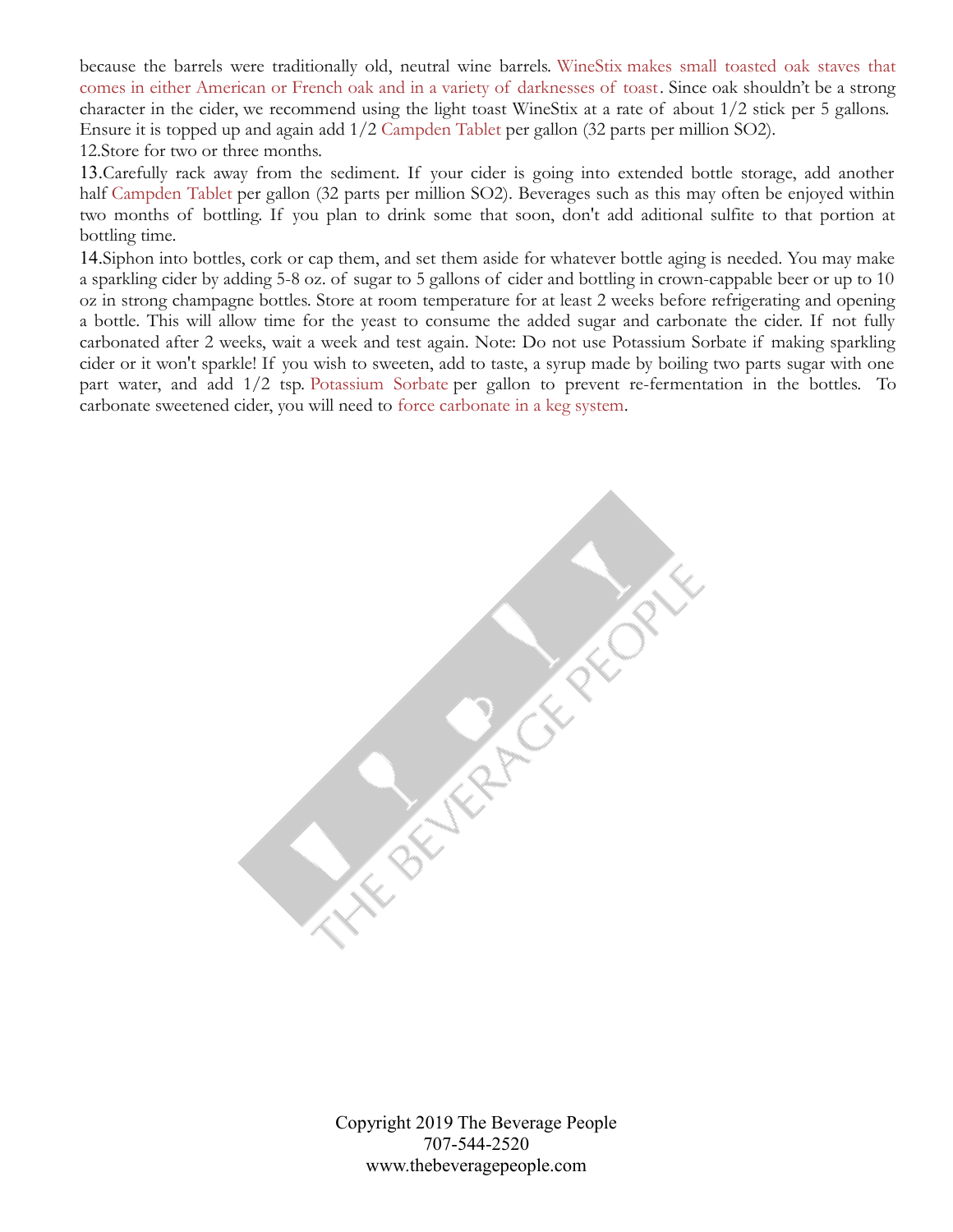because the barrels were traditionally old, neutral wine barrels. WineStix makes small toasted oak staves that comes in either American or French oak and in a variety of darknesses of toast. Since oak shouldn't be a strong character in the cider, we recommend using the light toast WineStix at a rate of about 1/2 stick per 5 gallons. Ensure it is topped up and again add 1/2 Campden Tablet per gallon (32 parts per million $SO_2$).

12. Store for two or three months.

13. Carefully rack away from the sediment. If your cider is going into extended bottle storage, add another half Campden Tablet per gallon (32 parts per million $SO_2$). Beverages such as this may often be enjoyed within two months of bottling. If you plan to drink some that soon, don't add aditional sulfite to that portion at bottling time.

14. Siphon into bottles, cork or cap them, and set them aside for whatever bottle aging is needed. You may make a sparkling cider by adding 5-8 oz. of sugar to 5 gallons of cider and bottling in crown-cappable beer or up to 10 oz in strong champagne bottles. Store at room temperature for at least 2 weeks before refrigerating and opening a bottle. This will allow time for the yeast to consume the added sugar and carbonate the cider. If not fully carbonated after 2 weeks, wait a week and test again. Note: Do not use Potassium Sorbate if making sparkling cider or it won't sparkle! If you wish to sweeten, add to taste, a syrup made by boiling two parts sugar with one part water, and add 1/2 tsp. Potassium Sorbate per gallon to prevent re-fermentation in the bottles. To carbonate sweetened cider, you will need to force carbonate in a keg system.

Copyright 2019 The Beverage People
707-544-2520
www.thebeveragepeople.com